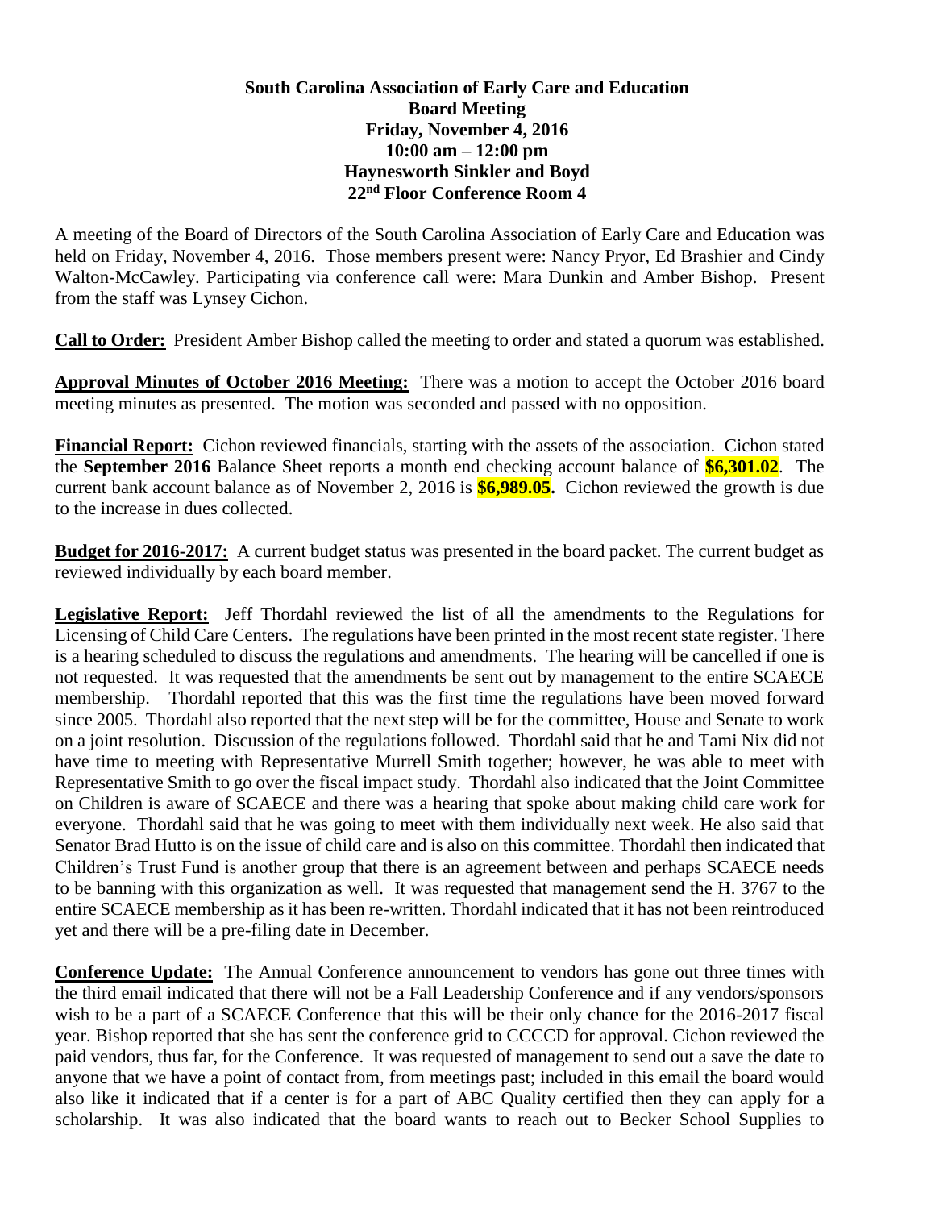**South Carolina Association of Early Care and Education**
**Board Meeting**
**Friday, November 4, 2016**
**10:00 am – 12:00 pm**
**Haynesworth Sinkler and Boyd**
**22nd Floor Conference Room 4**

A meeting of the Board of Directors of the South Carolina Association of Early Care and Education was held on Friday, November 4, 2016. Those members present were: Nancy Pryor, Ed Brashier and Cindy Walton-McCawley. Participating via conference call were: Mara Dunkin and Amber Bishop. Present from the staff was Lynsey Cichon.

**Call to Order:** President Amber Bishop called the meeting to order and stated a quorum was established.

**Approval Minutes of October 2016 Meeting:** There was a motion to accept the October 2016 board meeting minutes as presented. The motion was seconded and passed with no opposition.

**Financial Report:** Cichon reviewed financials, starting with the assets of the association. Cichon stated the **September 2016** Balance Sheet reports a month end checking account balance of **$6,301.02**. The current bank account balance as of November 2, 2016 is **$6,989.05.** Cichon reviewed the growth is due to the increase in dues collected.

**Budget for 2016-2017:** A current budget status was presented in the board packet. The current budget as reviewed individually by each board member.

**Legislative Report:** Jeff Thordahl reviewed the list of all the amendments to the Regulations for Licensing of Child Care Centers. The regulations have been printed in the most recent state register. There is a hearing scheduled to discuss the regulations and amendments. The hearing will be cancelled if one is not requested. It was requested that the amendments be sent out by management to the entire SCAECE membership. Thordahl reported that this was the first time the regulations have been moved forward since 2005. Thordahl also reported that the next step will be for the committee, House and Senate to work on a joint resolution. Discussion of the regulations followed. Thordahl said that he and Tami Nix did not have time to meeting with Representative Murrell Smith together; however, he was able to meet with Representative Smith to go over the fiscal impact study. Thordahl also indicated that the Joint Committee on Children is aware of SCAECE and there was a hearing that spoke about making child care work for everyone. Thordahl said that he was going to meet with them individually next week. He also said that Senator Brad Hutto is on the issue of child care and is also on this committee. Thordahl then indicated that Children's Trust Fund is another group that there is an agreement between and perhaps SCAECE needs to be banning with this organization as well. It was requested that management send the H. 3767 to the entire SCAECE membership as it has been re-written. Thordahl indicated that it has not been reintroduced yet and there will be a pre-filing date in December.

**Conference Update:** The Annual Conference announcement to vendors has gone out three times with the third email indicated that there will not be a Fall Leadership Conference and if any vendors/sponsors wish to be a part of a SCAECE Conference that this will be their only chance for the 2016-2017 fiscal year. Bishop reported that she has sent the conference grid to CCCCD for approval. Cichon reviewed the paid vendors, thus far, for the Conference. It was requested of management to send out a save the date to anyone that we have a point of contact from, from meetings past; included in this email the board would also like it indicated that if a center is for a part of ABC Quality certified then they can apply for a scholarship. It was also indicated that the board wants to reach out to Becker School Supplies to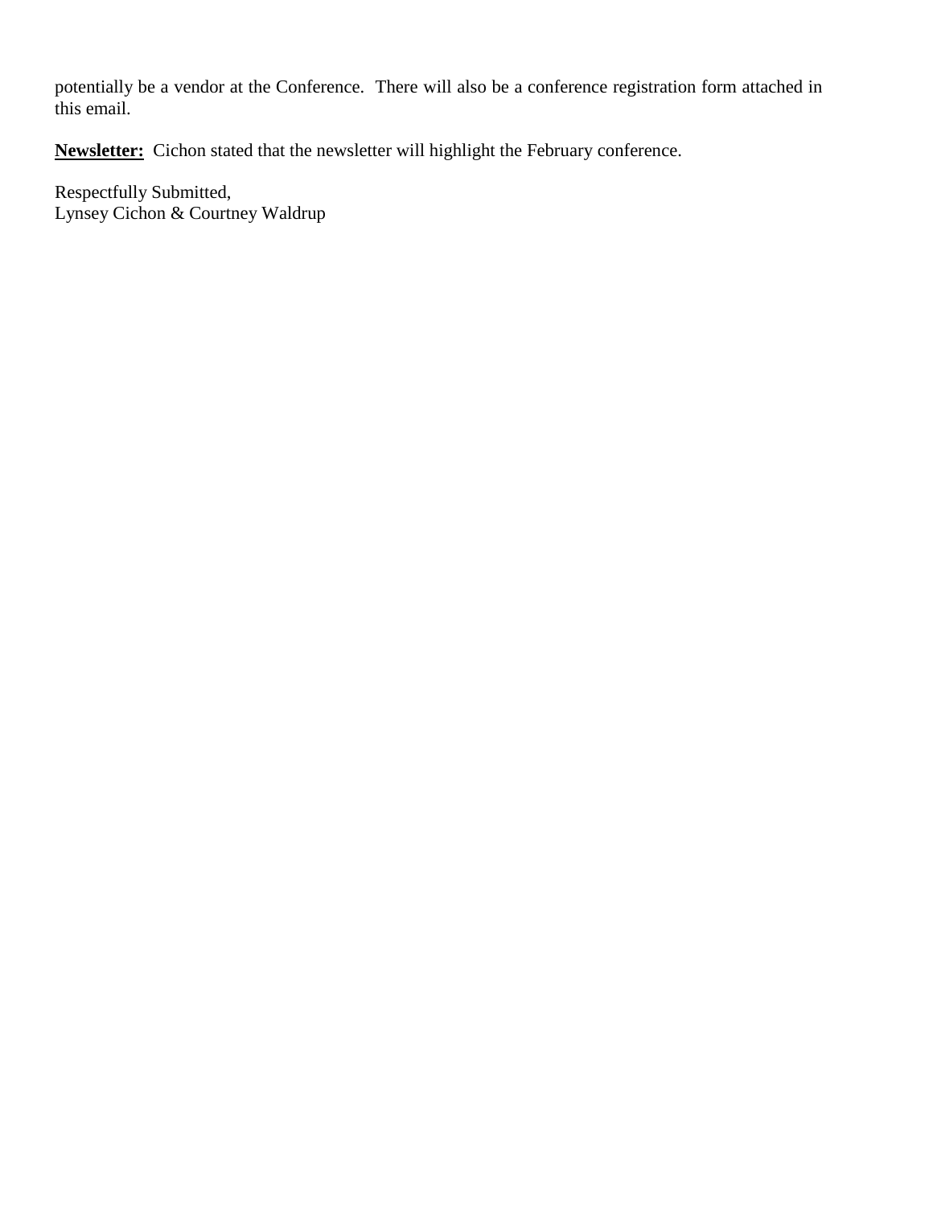potentially be a vendor at the Conference. There will also be a conference registration form attached in this email.

**Newsletter:** Cichon stated that the newsletter will highlight the February conference.

Respectfully Submitted,
Lynsey Cichon & Courtney Waldrup